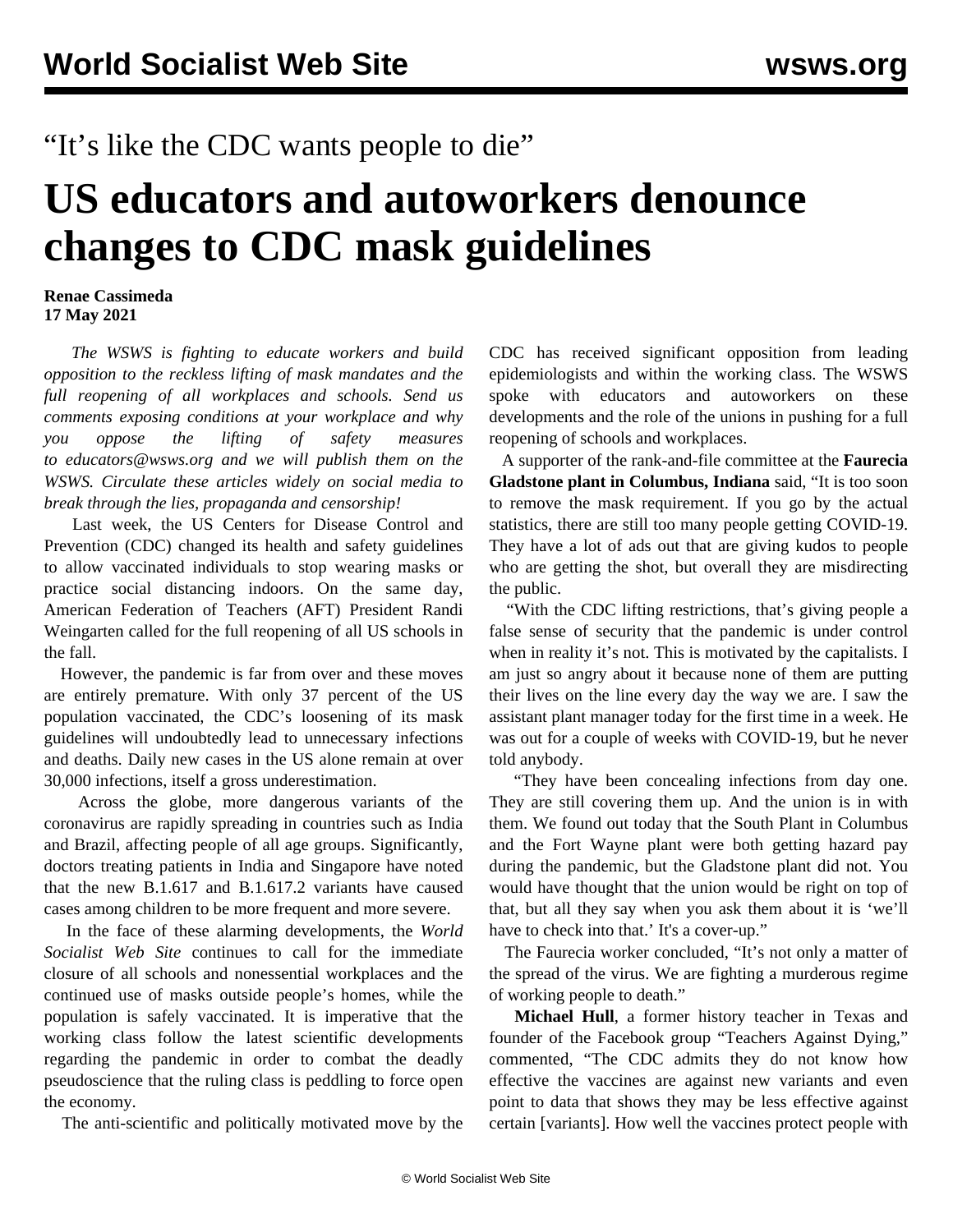“It’s like the CDC wants people to die”

# US educators and autoworkers denounce changes to CDC mask guidelines

**Renae Cassimeda**
**17 May 2021**

*The WSWS is fighting to educate workers and build opposition to the reckless lifting of mask mandates and the full reopening of all workplaces and schools. Send us comments exposing conditions at your workplace and why you oppose the lifting of safety measures to educators@wsws.org and we will publish them on the WSWS. Circulate these articles widely on social media to break through the lies, propaganda and censorship!*

Last week, the US Centers for Disease Control and Prevention (CDC) changed its health and safety guidelines to allow vaccinated individuals to stop wearing masks or practice social distancing indoors. On the same day, American Federation of Teachers (AFT) President Randi Weingarten called for the full reopening of all US schools in the fall.

However, the pandemic is far from over and these moves are entirely premature. With only 37 percent of the US population vaccinated, the CDC’s loosening of its mask guidelines will undoubtedly lead to unnecessary infections and deaths. Daily new cases in the US alone remain at over 30,000 infections, itself a gross underestimation.

Across the globe, more dangerous variants of the coronavirus are rapidly spreading in countries such as India and Brazil, affecting people of all age groups. Significantly, doctors treating patients in India and Singapore have noted that the new B.1.617 and B.1.617.2 variants have caused cases among children to be more frequent and more severe.

In the face of these alarming developments, the *World Socialist Web Site* continues to call for the immediate closure of all schools and nonessential workplaces and the continued use of masks outside people’s homes, while the population is safely vaccinated. It is imperative that the working class follow the latest scientific developments regarding the pandemic in order to combat the deadly pseudoscience that the ruling class is peddling to force open the economy.

The anti-scientific and politically motivated move by the CDC has received significant opposition from leading epidemiologists and within the working class. The WSWS spoke with educators and autoworkers on these developments and the role of the unions in pushing for a full reopening of schools and workplaces.

A supporter of the rank-and-file committee at the **Faurecia Gladstone plant in Columbus, Indiana** said, “It is too soon to remove the mask requirement. If you go by the actual statistics, there are still too many people getting COVID-19. They have a lot of ads out that are giving kudos to people who are getting the shot, but overall they are misdirecting the public.

“With the CDC lifting restrictions, that’s giving people a false sense of security that the pandemic is under control when in reality it’s not. This is motivated by the capitalists. I am just so angry about it because none of them are putting their lives on the line every day the way we are. I saw the assistant plant manager today for the first time in a week. He was out for a couple of weeks with COVID-19, but he never told anybody.

“They have been concealing infections from day one. They are still covering them up. And the union is in with them. We found out today that the South Plant in Columbus and the Fort Wayne plant were both getting hazard pay during the pandemic, but the Gladstone plant did not. You would have thought that the union would be right on top of that, but all they say when you ask them about it is ‘we’ll have to check into that.’ It's a cover-up.”

The Faurecia worker concluded, “It’s not only a matter of the spread of the virus. We are fighting a murderous regime of working people to death.”

**Michael Hull**, a former history teacher in Texas and founder of the Facebook group “Teachers Against Dying,” commented, “The CDC admits they do not know how effective the vaccines are against new variants and even point to data that shows they may be less effective against certain [variants]. How well the vaccines protect people with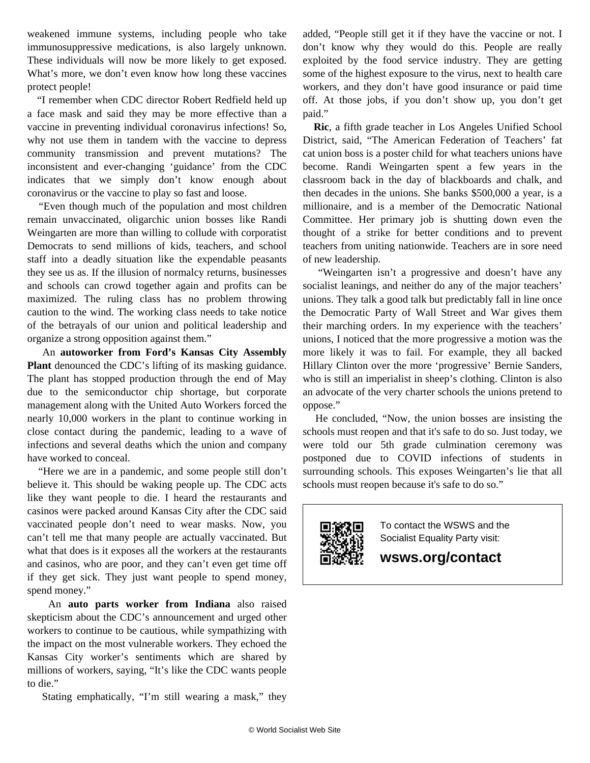weakened immune systems, including people who take immunosuppressive medications, is also largely unknown. These individuals will now be more likely to get exposed. What's more, we don't even know how long these vaccines protect people!

"I remember when CDC director Robert Redfield held up a face mask and said they may be more effective than a vaccine in preventing individual coronavirus infections! So, why not use them in tandem with the vaccine to depress community transmission and prevent mutations? The inconsistent and ever-changing 'guidance' from the CDC indicates that we simply don't know enough about coronavirus or the vaccine to play so fast and loose.

"Even though much of the population and most children remain unvaccinated, oligarchic union bosses like Randi Weingarten are more than willing to collude with corporatist Democrats to send millions of kids, teachers, and school staff into a deadly situation like the expendable peasants they see us as. If the illusion of normalcy returns, businesses and schools can crowd together again and profits can be maximized. The ruling class has no problem throwing caution to the wind. The working class needs to take notice of the betrayals of our union and political leadership and organize a strong opposition against them."

An **autoworker from Ford's Kansas City Assembly Plant** denounced the CDC's lifting of its masking guidance. The plant has stopped production through the end of May due to the semiconductor chip shortage, but corporate management along with the United Auto Workers forced the nearly 10,000 workers in the plant to continue working in close contact during the pandemic, leading to a wave of infections and several deaths which the union and company have worked to conceal.

"Here we are in a pandemic, and some people still don't believe it. This should be waking people up. The CDC acts like they want people to die. I heard the restaurants and casinos were packed around Kansas City after the CDC said vaccinated people don't need to wear masks. Now, you can't tell me that many people are actually vaccinated. But what that does is it exposes all the workers at the restaurants and casinos, who are poor, and they can't even get time off if they get sick. They just want people to spend money, spend money."

An **auto parts worker from Indiana** also raised skepticism about the CDC's announcement and urged other workers to continue to be cautious, while sympathizing with the impact on the most vulnerable workers. They echoed the Kansas City worker's sentiments which are shared by millions of workers, saying, "It's like the CDC wants people to die."

Stating emphatically, "I'm still wearing a mask," they added, "People still get it if they have the vaccine or not. I don't know why they would do this. People are really exploited by the food service industry. They are getting some of the highest exposure to the virus, next to health care workers, and they don't have good insurance or paid time off. At those jobs, if you don't show up, you don't get paid."

**Ric**, a fifth grade teacher in Los Angeles Unified School District, said, "The American Federation of Teachers' fat cat union boss is a poster child for what teachers unions have become. Randi Weingarten spent a few years in the classroom back in the day of blackboards and chalk, and then decades in the unions. She banks $500,000 a year, is a millionaire, and is a member of the Democratic National Committee. Her primary job is shutting down even the thought of a strike for better conditions and to prevent teachers from uniting nationwide. Teachers are in sore need of new leadership.

"Weingarten isn't a progressive and doesn't have any socialist leanings, and neither do any of the major teachers' unions. They talk a good talk but predictably fall in line once the Democratic Party of Wall Street and War gives them their marching orders. In my experience with the teachers' unions, I noticed that the more progressive a motion was the more likely it was to fail. For example, they all backed Hillary Clinton over the more 'progressive' Bernie Sanders, who is still an imperialist in sheep's clothing. Clinton is also an advocate of the very charter schools the unions pretend to oppose."

He concluded, "Now, the union bosses are insisting the schools must reopen and that it's safe to do so. Just today, we were told our 5th grade culmination ceremony was postponed due to COVID infections of students in surrounding schools. This exposes Weingarten's lie that all schools must reopen because it's safe to do so."

To contact the WSWS and the Socialist Equality Party visit:

**wsws.org/contact**